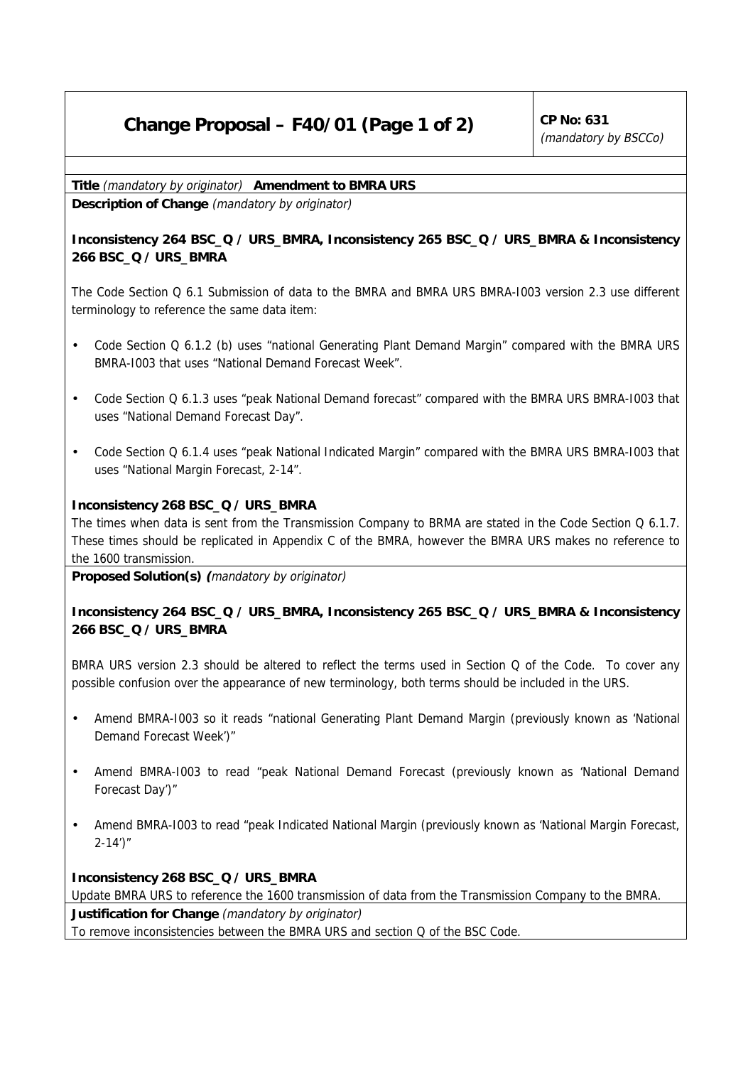# Change Proposal – F40/01 (Page 1 of 2)

**CP No: 631**
*(mandatory by BSCCo)*

**Title** *(mandatory by originator)* **Amendment to BMRA URS**

**Description of Change** *(mandatory by originator)*

**Inconsistency 264 BSC_Q / URS_BMRA, Inconsistency 265 BSC_Q / URS_BMRA & Inconsistency 266 BSC_Q / URS_BMRA**

The Code Section Q 6.1 Submission of data to the BMRA and BMRA URS BMRA-I003 version 2.3 use different terminology to reference the same data item:

- Code Section Q 6.1.2 (b) uses "national Generating Plant Demand Margin" compared with the BMRA URS BMRA-I003 that uses "National Demand Forecast Week".
- Code Section Q 6.1.3 uses "peak National Demand forecast" compared with the BMRA URS BMRA-I003 that uses "National Demand Forecast Day".
- Code Section Q 6.1.4 uses "peak National Indicated Margin" compared with the BMRA URS BMRA-I003 that uses "National Margin Forecast, 2-14".

**Inconsistency 268 BSC_Q / URS_BMRA**

The times when data is sent from the Transmission Company to BRMA are stated in the Code Section Q 6.1.7. These times should be replicated in Appendix C of the BMRA, however the BMRA URS makes no reference to the 1600 transmission.

**Proposed Solution(s)** *(mandatory by originator)*

**Inconsistency 264 BSC_Q / URS_BMRA, Inconsistency 265 BSC_Q / URS_BMRA & Inconsistency 266 BSC_Q / URS_BMRA**

BMRA URS version 2.3 should be altered to reflect the terms used in Section Q of the Code. To cover any possible confusion over the appearance of new terminology, both terms should be included in the URS.

- Amend BMRA-I003 so it reads "national Generating Plant Demand Margin (previously known as 'National Demand Forecast Week')"
- Amend BMRA-I003 to read "peak National Demand Forecast (previously known as 'National Demand Forecast Day')"
- Amend BMRA-I003 to read "peak Indicated National Margin (previously known as 'National Margin Forecast, 2-14')"

**Inconsistency 268 BSC_Q / URS_BMRA**

Update BMRA URS to reference the 1600 transmission of data from the Transmission Company to the BMRA.

**Justification for Change** *(mandatory by originator)*

To remove inconsistencies between the BMRA URS and section Q of the BSC Code.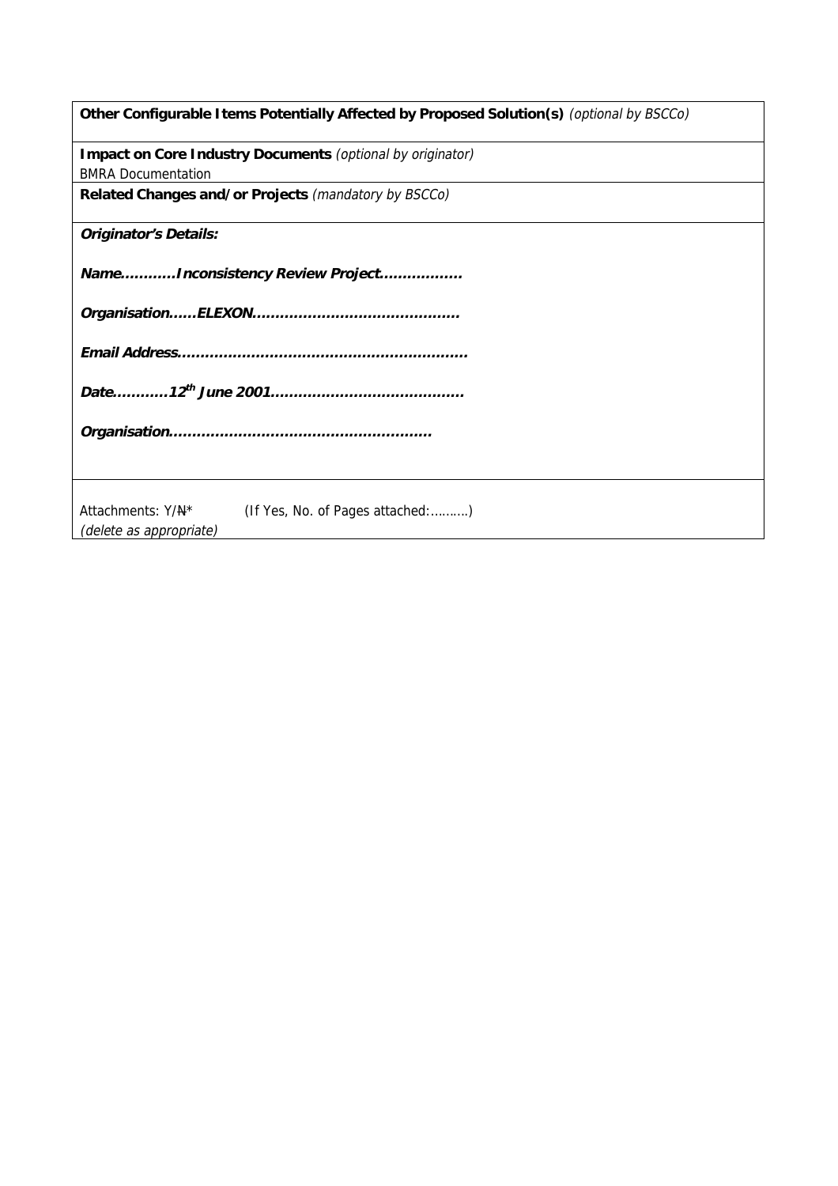**Other Configurable Items Potentially Affected by Proposed Solution(s)** *(optional by BSCCo)*

**Impact on Core Industry Documents** *(optional by originator)*
BMRA Documentation

**Related Changes and/or Projects** *(mandatory by BSCCo)*

***Originator's Details:***

***Name...........Inconsistency Review Project.................***

***Organisation......ELEXON............................................***

***Email Address.............................................................***

***Date...........12th June 2001.........................................***

***Organisation.......................................................***

Attachments: Y/~~N~~* (If Yes, No. of Pages attached:..........)
*(delete as appropriate)*